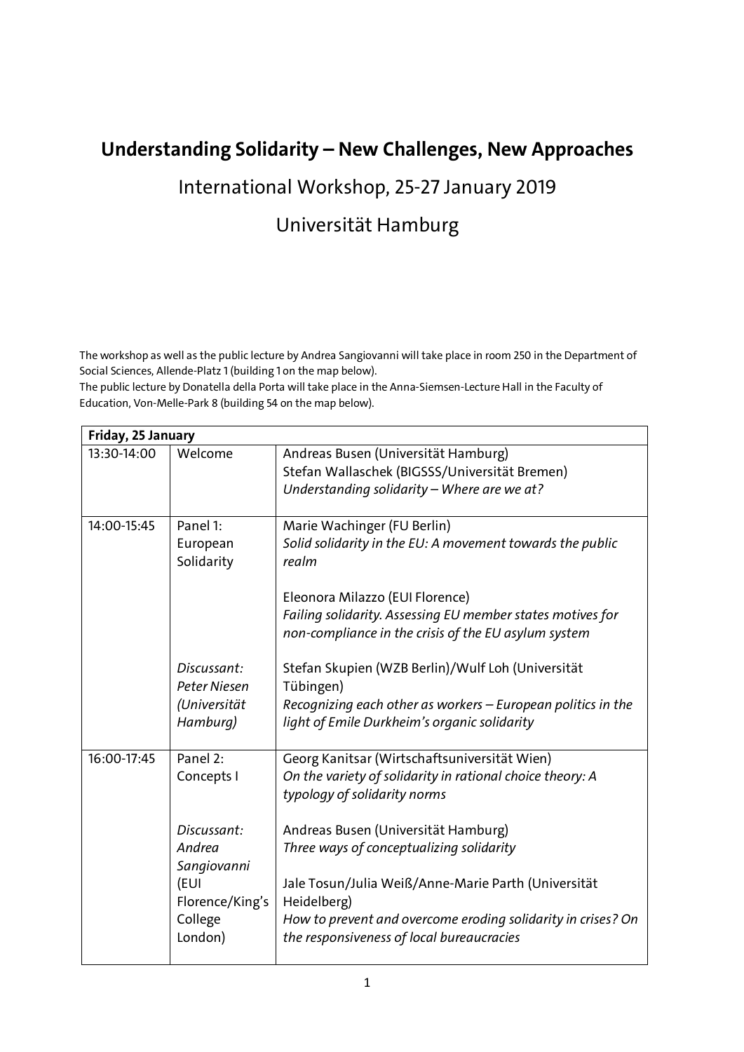# Understanding Solidarity – New Challenges, New Approaches

## International Workshop, 25-27 January 2019

## Universität Hamburg

The workshop as well as the public lecture by Andrea Sangiovanni will take place in room 250 in the Department of Social Sciences, Allende-Platz 1 (building 1 on the map below).
The public lecture by Donatella della Porta will take place in the Anna-Siemsen-Lecture Hall in the Faculty of Education, Von-Melle-Park 8 (building 54 on the map below).

| **Friday, 25 January** | | |
| --- | --- | --- |
| 13:30-14:00 | Welcome | Andreas Busen (Universität Hamburg)<br>Stefan Wallaschek (BIGSSS/Universität Bremen)<br>*Understanding solidarity – Where are we at?* |
| 14:00-15:45 | Panel 1: European Solidarity<br><br>*Discussant: Peter Niesen (Universität Hamburg)* | Marie Wachinger (FU Berlin)<br>*Solid solidarity in the EU: A movement towards the public realm*<br><br>Eleonora Milazzo (EUI Florence)<br>*Failing solidarity. Assessing EU member states motives for non-compliance in the crisis of the EU asylum system*<br><br>Stefan Skupien (WZB Berlin)/Wulf Loh (Universität Tübingen)<br>*Recognizing each other as workers – European politics in the light of Emile Durkheim's organic solidarity* |
| 16:00-17:45 | Panel 2: Concepts I<br><br>*Discussant: Andrea Sangiovanni (EUI Florence/King's College London)* | Georg Kanitsar (Wirtschaftsuniversität Wien)<br>*On the variety of solidarity in rational choice theory: A typology of solidarity norms*<br><br>Andreas Busen (Universität Hamburg)<br>*Three ways of conceptualizing solidarity*<br><br>Jale Tosun/Julia Weiß/Anne-Marie Parth (Universität Heidelberg)<br>*How to prevent and overcome eroding solidarity in crises? On the responsiveness of local bureaucracies* |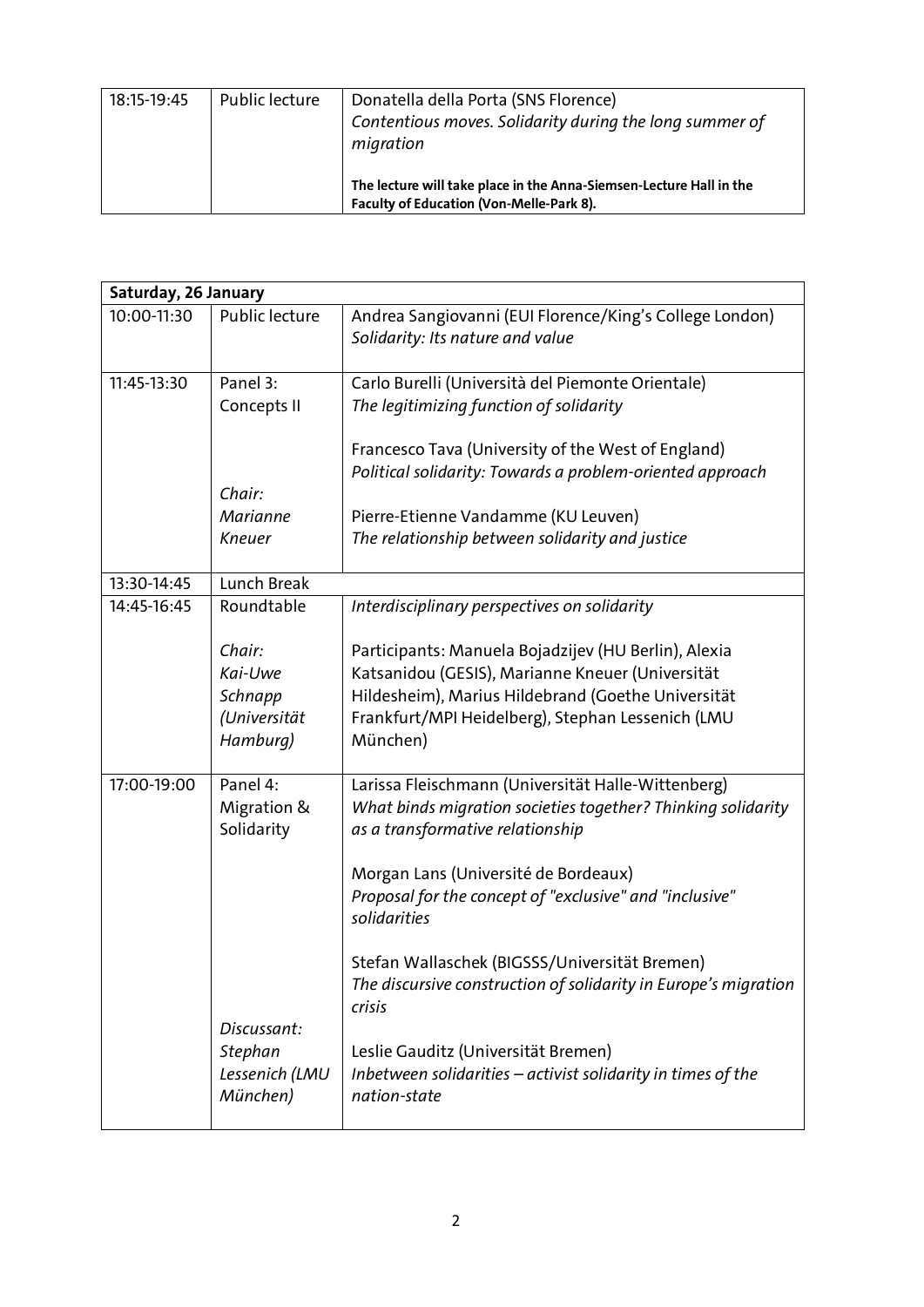| 18:15-19:45 | Public lecture | Donatella della Porta (SNS Florence)<br>*Contentious moves. Solidarity during the long summer of migration*<br><br>**The lecture will take place in the Anna-Siemsen-Lecture Hall in the Faculty of Education (Von-Melle-Park 8).** |
|---|---|---|

| **Saturday, 26 January** | | |
|---|---|---|
| 10:00-11:30 | Public lecture | Andrea Sangiovanni (EUI Florence/King's College London)<br>*Solidarity: Its nature and value* |
| 11:45-13:30 | Panel 3:<br>Concepts II<br><br>*Chair:*<br>*Marianne Kneuer* | Carlo Burelli (Università del Piemonte Orientale)<br>*The legitimizing function of solidarity*<br><br>Francesco Tava (University of the West of England)<br>*Political solidarity: Towards a problem-oriented approach*<br><br>Pierre-Etienne Vandamme (KU Leuven)<br>*The relationship between solidarity and justice* |
| 13:30-14:45 | Lunch Break | |
| 14:45-16:45 | Roundtable<br><br>*Chair:*<br>*Kai-Uwe Schnapp (Universität Hamburg)* | *Interdisciplinary perspectives on solidarity*<br><br>Participants: Manuela Bojadzijev (HU Berlin), Alexia Katsanidou (GESIS), Marianne Kneuer (Universität Hildesheim), Marius Hildebrand (Goethe Universität Frankfurt/MPI Heidelberg), Stephan Lessenich (LMU München) |
| 17:00-19:00 | Panel 4:<br>Migration & Solidarity<br><br>*Discussant:*<br>*Stephan Lessenich (LMU München)* | Larissa Fleischmann (Universität Halle-Wittenberg)<br>*What binds migration societies together? Thinking solidarity as a transformative relationship*<br><br>Morgan Lans (Université de Bordeaux)<br>*Proposal for the concept of "exclusive" and "inclusive" solidarities*<br><br>Stefan Wallaschek (BIGSSS/Universität Bremen)<br>*The discursive construction of solidarity in Europe's migration crisis*<br><br>Leslie Gauditz (Universität Bremen)<br>*Inbetween solidarities – activist solidarity in times of the nation-state* |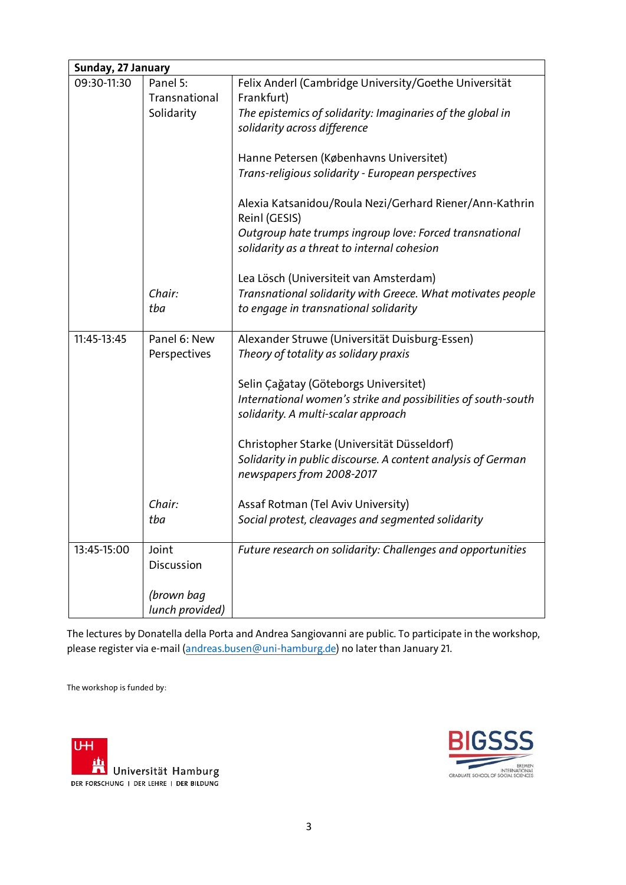| Sunday, 27 January | | |
|---|---|---|
| 09:30-11:30 | Panel 5: Transnational Solidarity<br><br>*Chair:* *tba* | Felix Anderl (Cambridge University/Goethe Universität Frankfurt)<br>*The epistemics of solidarity: Imaginaries of the global in solidarity across difference*<br><br>Hanne Petersen (Københavns Universitet)<br>*Trans-religious solidarity - European perspectives*<br><br>Alexia Katsanidou/Roula Nezi/Gerhard Riener/Ann-Kathrin Reinl (GESIS)<br>*Outgroup hate trumps ingroup love: Forced transnational solidarity as a threat to internal cohesion*<br><br>Lea Lösch (Universiteit van Amsterdam)<br>*Transnational solidarity with Greece. What motivates people to engage in transnational solidarity* |
| 11:45-13:45 | Panel 6: New Perspectives<br><br>*Chair:* *tba* | Alexander Struwe (Universität Duisburg-Essen)<br>*Theory of totality as solidary praxis*<br><br>Selin Çağatay (Göteborgs Universitet)<br>*International women's strike and possibilities of south-south solidarity. A multi-scalar approach*<br><br>Christopher Starke (Universität Düsseldorf)<br>*Solidarity in public discourse. A content analysis of German newspapers from 2008-2017*<br><br>Assaf Rotman (Tel Aviv University)<br>*Social protest, cleavages and segmented solidarity* |
| 13:45-15:00 | Joint Discussion<br><br>*(brown bag lunch provided)* | *Future research on solidarity: Challenges and opportunities* |

The lectures by Donatella della Porta and Andrea Sangiovanni are public. To participate in the workshop, please register via e-mail (andreas.busen@uni-hamburg.de) no later than January 21.

The workshop is funded by:

Universität Hamburg – DER FORSCHUNG | DER LEHRE | DER BILDUNG

BIGSSS – Bremen International Graduate School of Social Sciences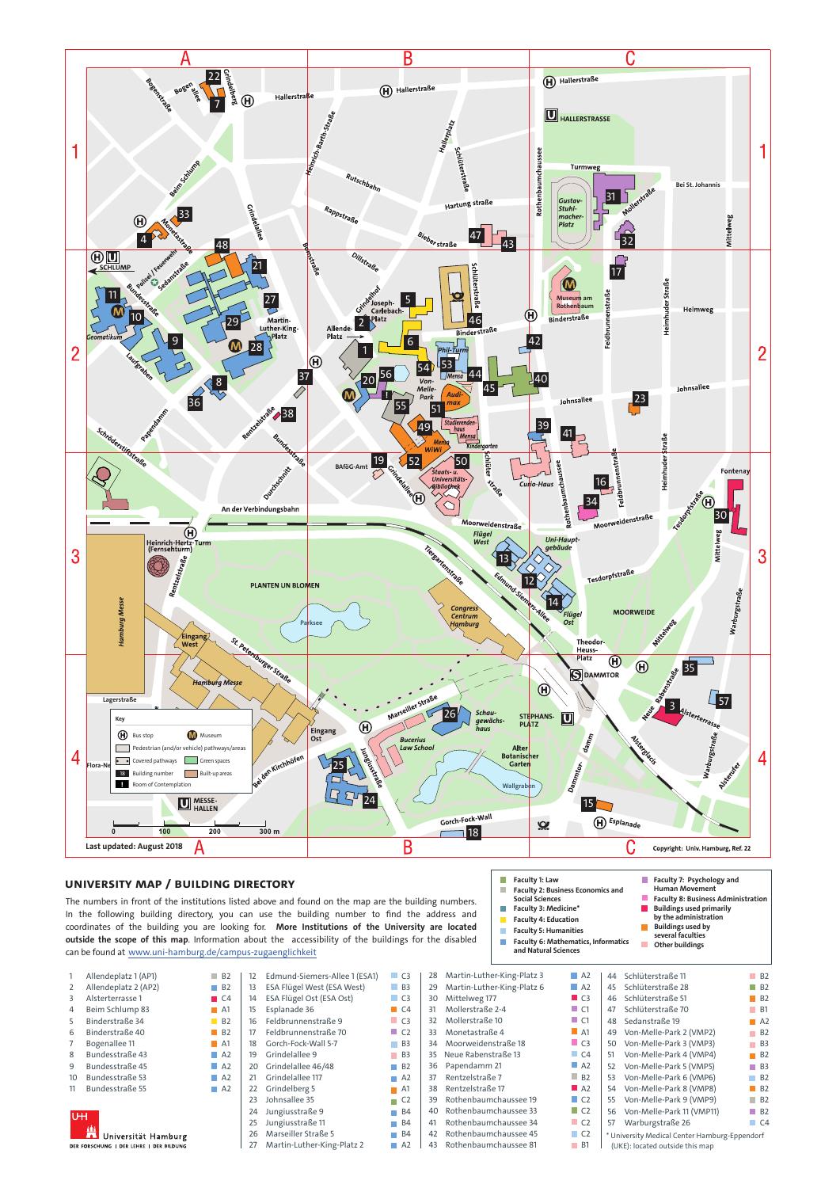## UNIVERSITY MAP / BUILDING DIRECTORY

The numbers in front of the institutions listed above and found on the map are the building numbers. In the following building directory, you can use the building number to find the address and coordinates of the building you are looking for. **More Institutions of the University are located outside the scope of this map.** Information about the accessibility of the buildings for the disabled can be found at www.uni-hamburg.de/campus-zugaenglichkeit

- Faculty 1: Law
- Faculty 2: Business Economics and Social Sciences
- Faculty 3: Medicine*
- Faculty 4: Education
- Faculty 5: Humanities
- Faculty 6: Mathematics, Informatics and Natural Sciences
- Faculty 7: Psychology and Human Movement
- Faculty 8: Business Administration
- Buildings used primarily by the administration
- Buildings used by several faculties
- Other buildings

| No. | Address | Grid |
|---|---|---|
| 1 | Allendeplatz 1 (AP1) | B2 |
| 2 | Allendeplatz 2 (AP2) | B2 |
| 3 | Alsterterrasse 1 | C4 |
| 4 | Beim Schlump 83 | A1 |
| 5 | Binderstraße 34 | B2 |
| 6 | Binderstraße 40 | B2 |
| 7 | Bogenallee 11 | A1 |
| 8 | Bundesstraße 43 | A2 |
| 9 | Bundesstraße 45 | A2 |
| 10 | Bundesstraße 53 | A2 |
| 11 | Bundesstraße 55 | A2 |
| 12 | Edmund-Siemers-Allee 1 (ESA1) | C3 |
| 13 | ESA Flügel West (ESA West) | B3 |
| 14 | ESA Flügel Ost (ESA Ost) | C3 |
| 15 | Esplanade 36 | C4 |
| 16 | Feldbrunnenstraße 9 | C3 |
| 17 | Feldbrunnenstraße 70 | C2 |
| 18 | Gorch-Fock-Wall 5-7 | B3 |
| 19 | Grindelallee 9 | B3 |
| 20 | Grindelallee 46/48 | B2 |
| 21 | Grindelallee 117 | A2 |
| 22 | Grindelberg 5 | A1 |
| 23 | Johnsallee 35 | C2 |
| 24 | Jungiusstraße 9 | B4 |
| 25 | Jungiusstraße 11 | B4 |
| 26 | Marseiller Straße 5 | B4 |
| 27 | Martin-Luther-King-Platz 2 | A2 |
| 28 | Martin-Luther-King-Platz 3 | A2 |
| 29 | Martin-Luther-King-Platz 6 | A2 |
| 30 | Mittelweg 177 | C3 |
| 31 | Mollerstraße 2-4 | C1 |
| 32 | Mollerstraße 10 | C1 |
| 33 | Monetastraße 4 | A1 |
| 34 | Moorweidenstraße 18 | C3 |
| 35 | Neue Rabenstraße 13 | C4 |
| 36 | Papendamm 21 | A2 |
| 37 | Rentzelstraße 7 | B2 |
| 38 | Rentzelstraße 17 | A2 |
| 39 | Rothenbaumchaussee 19 | C2 |
| 40 | Rothenbaumchaussee 33 | C2 |
| 41 | Rothenbaumchaussee 34 | C2 |
| 42 | Rothenbaumchaussee 45 | C2 |
| 43 | Rothenbaumchaussee 81 | B1 |
| 44 | Schlüterstraße 11 | B2 |
| 45 | Schlüterstraße 28 | B2 |
| 46 | Schlüterstraße 51 | B2 |
| 47 | Schlüterstraße 70 | B1 |
| 48 | Sedanstraße 19 | A2 |
| 49 | Von-Melle-Park 2 (VMP2) | B2 |
| 50 | Von-Melle-Park 3 (VMP3) | B3 |
| 51 | Von-Melle-Park 4 (VMP4) | B2 |
| 52 | Von-Melle-Park 5 (VMP5) | B3 |
| 53 | Von-Melle-Park 6 (VMP6) | B2 |
| 54 | Von-Melle-Park 8 (VMP8) | B2 |
| 55 | Von-Melle-Park 9 (VMP9) | B2 |
| 56 | Von-Melle-Park 11 (VMP11) | B2 |
| 57 | Warburgstraße 26 | C4 |

* University Medical Center Hamburg-Eppendorf (UKE): located outside this map

Universität Hamburg
DER FORSCHUNG | DER LEHRE | DER BILDUNG

Last updated: August 2018

Copyright: Univ. Hamburg, Ref. 22